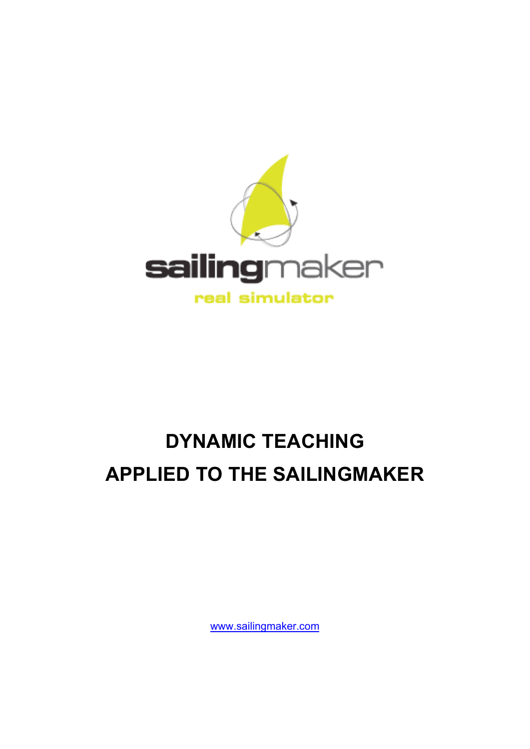sailingmaker

real simulator

# DYNAMIC TEACHING

# APPLIED TO THE SAILINGMAKER

www.sailingmaker.com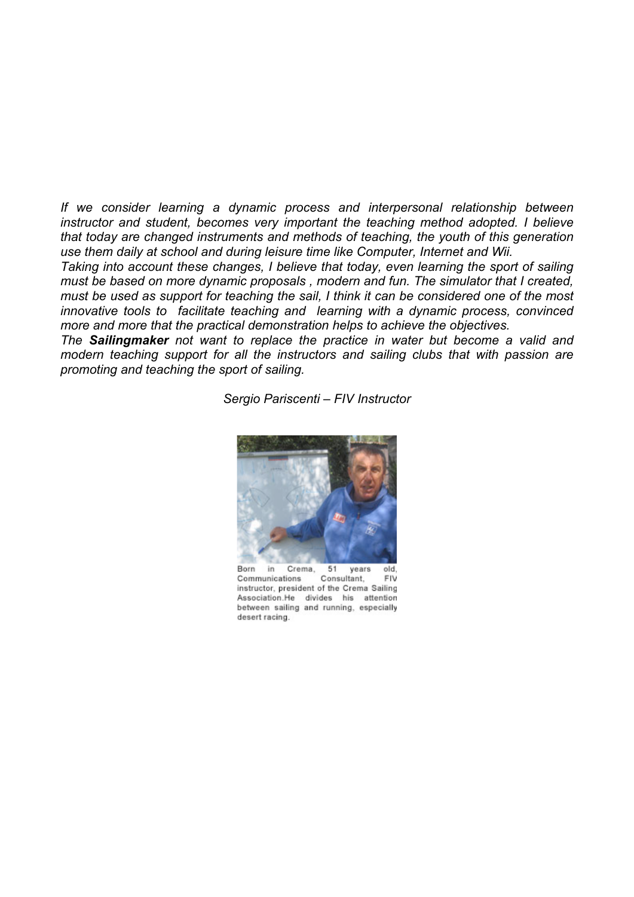*If we consider learning a dynamic process and interpersonal relationship between instructor and student, becomes very important the teaching method adopted. I believe that today are changed instruments and methods of teaching, the youth of this generation use them daily at school and during leisure time like Computer, Internet and Wii.*

*Taking into account these changes, I believe that today, even learning the sport of sailing must be based on more dynamic proposals , modern and fun. The simulator that I created, must be used as support for teaching the sail, I think it can be considered one of the most innovative tools to facilitate teaching and learning with a dynamic process, convinced more and more that the practical demonstration helps to achieve the objectives.*

*The* ***Sailingmaker*** *not want to replace the practice in water but become a valid and modern teaching support for all the instructors and sailing clubs that with passion are promoting and teaching the sport of sailing.*

*Sergio Pariscenti – FIV Instructor*

Born in Crema, 51 years old, Communications Consultant, FIV instructor, president of the Crema Sailing Association.He divides his attention between sailing and running, especially desert racing.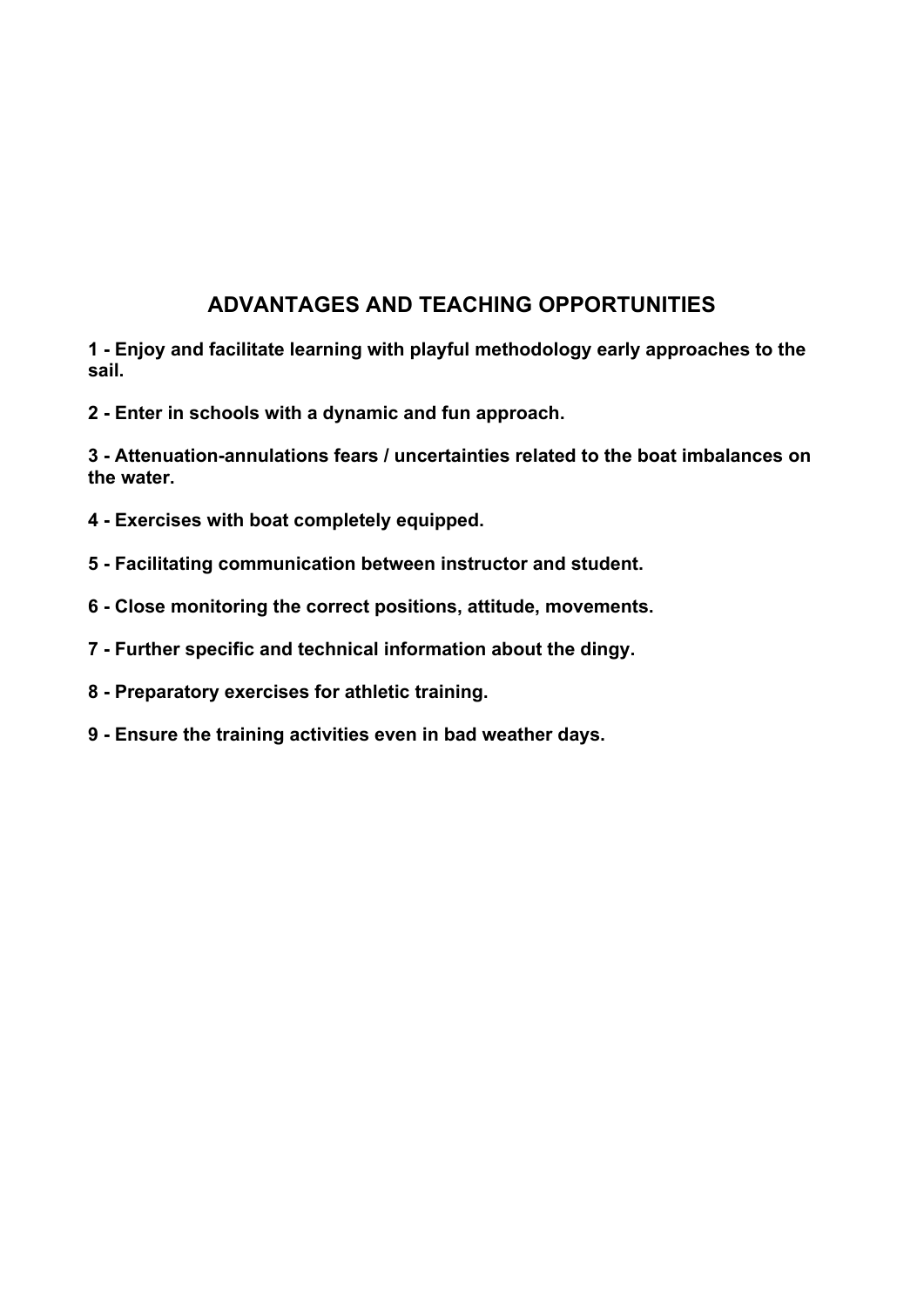## ADVANTAGES AND TEACHING OPPORTUNITIES

**1 - Enjoy and facilitate learning with playful methodology early approaches to the sail.**

**2 - Enter in schools with a dynamic and fun approach.**

**3 - Attenuation-annulations fears / uncertainties related to the boat imbalances on the water.**

**4 - Exercises with boat completely equipped.**

**5 - Facilitating communication between instructor and student.**

**6 - Close monitoring the correct positions, attitude, movements.**

**7 - Further specific and technical information about the dingy.**

**8 - Preparatory exercises for athletic training.**

**9 - Ensure the training activities even in bad weather days.**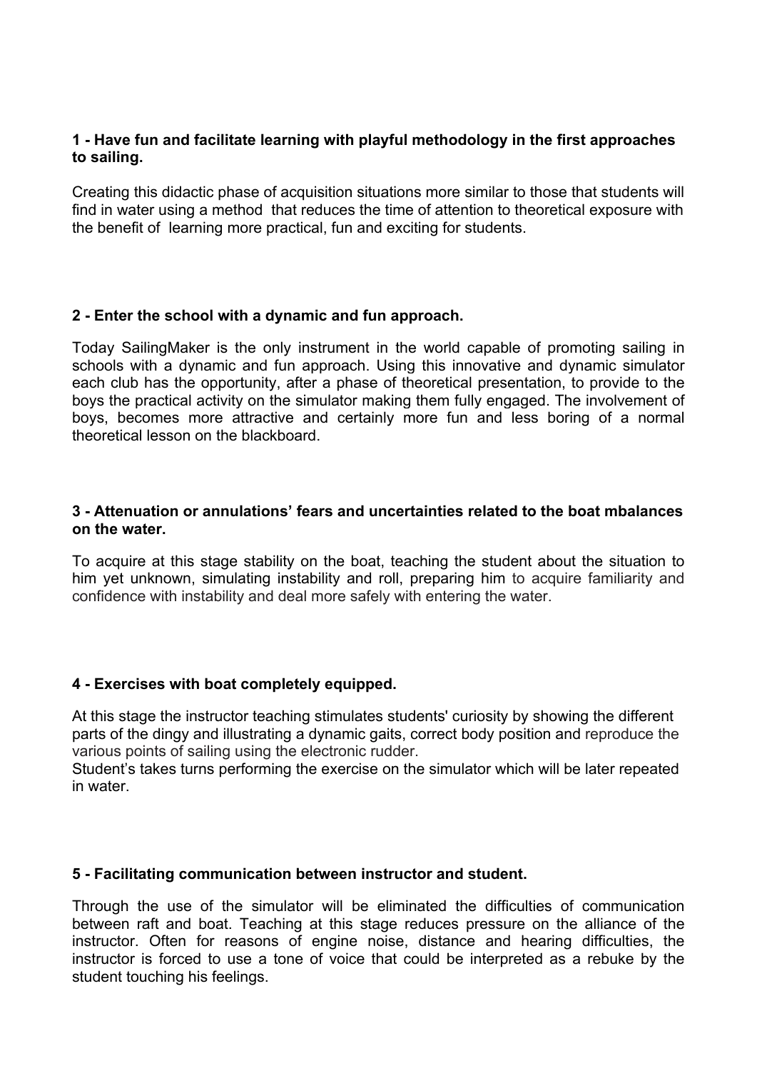**1 - Have fun and facilitate learning with playful methodology in the first approaches to sailing.**

Creating this didactic phase of acquisition situations more similar to those that students will find in water using a method that reduces the time of attention to theoretical exposure with the benefit of learning more practical, fun and exciting for students.

**2 - Enter the school with a dynamic and fun approach.**

Today SailingMaker is the only instrument in the world capable of promoting sailing in schools with a dynamic and fun approach. Using this innovative and dynamic simulator each club has the opportunity, after a phase of theoretical presentation, to provide to the boys the practical activity on the simulator making them fully engaged. The involvement of boys, becomes more attractive and certainly more fun and less boring of a normal theoretical lesson on the blackboard.

**3 - Attenuation or annulations' fears and uncertainties related to the boat mbalances on the water.**

To acquire at this stage stability on the boat, teaching the student about the situation to him yet unknown, simulating instability and roll, preparing him to acquire familiarity and confidence with instability and deal more safely with entering the water.

**4 - Exercises with boat completely equipped.**

At this stage the instructor teaching stimulates students' curiosity by showing the different parts of the dingy and illustrating a dynamic gaits, correct body position and reproduce the various points of sailing using the electronic rudder.
Student's takes turns performing the exercise on the simulator which will be later repeated in water.

**5 - Facilitating communication between instructor and student.**

Through the use of the simulator will be eliminated the difficulties of communication between raft and boat. Teaching at this stage reduces pressure on the alliance of the instructor. Often for reasons of engine noise, distance and hearing difficulties, the instructor is forced to use a tone of voice that could be interpreted as a rebuke by the student touching his feelings.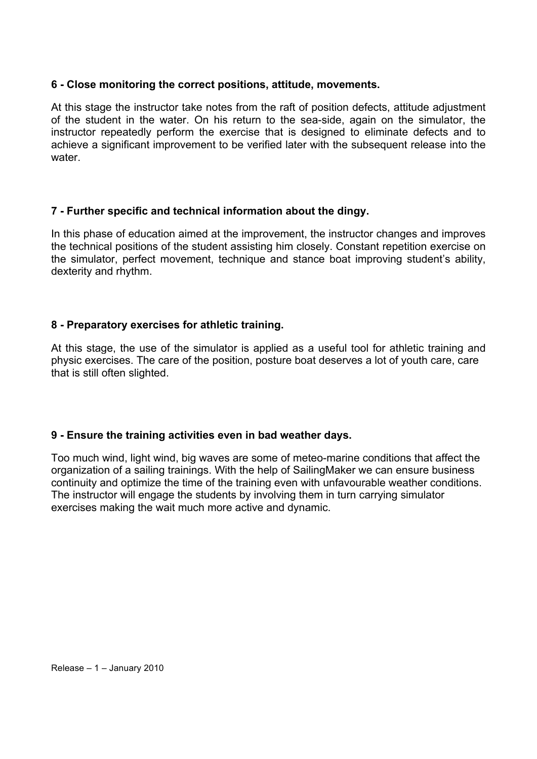### 6 - Close monitoring the correct positions, attitude, movements.

At this stage the instructor take notes from the raft of position defects, attitude adjustment of the student in the water. On his return to the sea-side, again on the simulator, the instructor repeatedly perform the exercise that is designed to eliminate defects and to achieve a significant improvement to be verified later with the subsequent release into the water.

### 7 - Further specific and technical information about the dingy.

In this phase of education aimed at the improvement, the instructor changes and improves the technical positions of the student assisting him closely. Constant repetition exercise on the simulator, perfect movement, technique and stance boat improving student's ability, dexterity and rhythm.

### 8 - Preparatory exercises for athletic training.

At this stage, the use of the simulator is applied as a useful tool for athletic training and physic exercises. The care of the position, posture boat deserves a lot of youth care, care that is still often slighted.

### 9 - Ensure the training activities even in bad weather days.

Too much wind, light wind, big waves are some of meteo-marine conditions that affect the organization of a sailing trainings. With the help of SailingMaker we can ensure business continuity and optimize the time of the training even with unfavourable weather conditions. The instructor will engage the students by involving them in turn carrying simulator exercises making the wait much more active and dynamic.